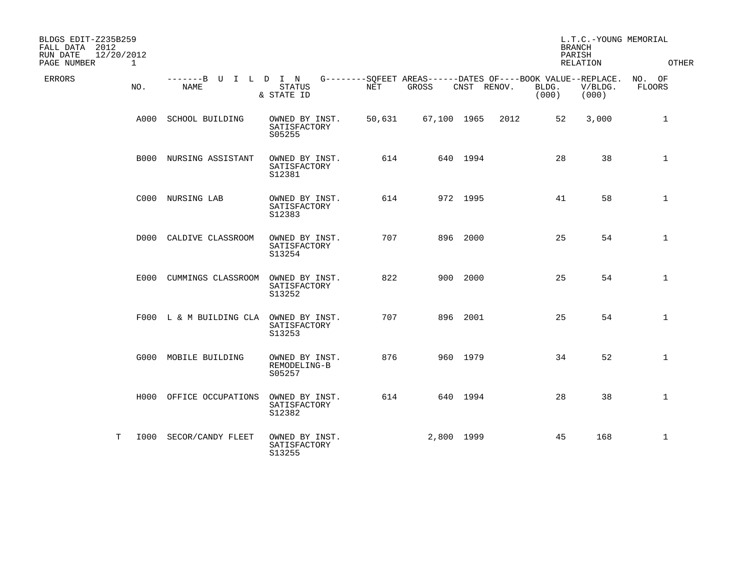BLDGS EDIT-Z235B259
FALL DATA 2012
RUN DATE 12/20/2012
PAGE NUMBER 1

L.T.C.-YOUNG MEMORIAL
BRANCH
PARISH
RELATION OTHER

| ERRORS | NO. | NAME | STATUS & STATE ID | NET | GROSS | CNST | RENOV. | BLDG. (000) | REPLACE. V/BLDG. (000) | NO. OF FLOORS |
|---|---|---|---|---|---|---|---|---|---|---|
| | A000 | SCHOOL BUILDING | OWNED BY INST. SATISFACTORY S05255 | 50,631 | 67,100 | 1965 | 2012 | 52 | 3,000 | 1 |
| | B000 | NURSING ASSISTANT | OWNED BY INST. SATISFACTORY S12381 | 614 | 640 | 1994 | | 28 | 38 | 1 |
| | C000 | NURSING LAB | OWNED BY INST. SATISFACTORY S12383 | 614 | 972 | 1995 | | 41 | 58 | 1 |
| | D000 | CALDIVE CLASSROOM | OWNED BY INST. SATISFACTORY S13254 | 707 | 896 | 2000 | | 25 | 54 | 1 |
| | E000 | CUMMINGS CLASSROOM | OWNED BY INST. SATISFACTORY S13252 | 822 | 900 | 2000 | | 25 | 54 | 1 |
| | F000 | L & M BUILDING CLA | OWNED BY INST. SATISFACTORY S13253 | 707 | 896 | 2001 | | 25 | 54 | 1 |
| | G000 | MOBILE BUILDING | OWNED BY INST. REMODELING-B S05257 | 876 | 960 | 1979 | | 34 | 52 | 1 |
| | H000 | OFFICE OCCUPATIONS | OWNED BY INST. SATISFACTORY S12382 | 614 | 640 | 1994 | | 28 | 38 | 1 |
| T | I000 | SECOR/CANDY FLEET | OWNED BY INST. SATISFACTORY S13255 | | 2,800 | 1999 | | 45 | 168 | 1 |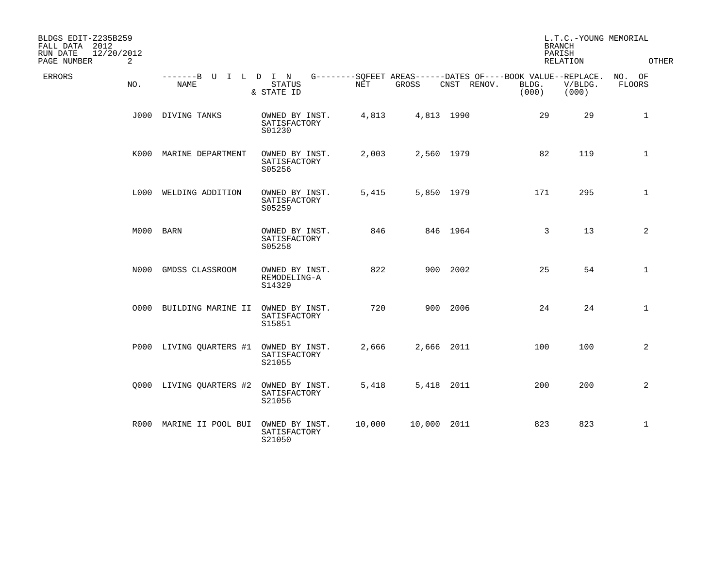BLDGS EDIT-Z235B259
FALL DATA 2012
RUN DATE 12/20/2012
PAGE NUMBER 2

L.T.C.-YOUNG MEMORIAL
BRANCH
PARISH
RELATION OTHER

| ERRORS | NO. | NAME | STATUS & STATE ID | NET | GROSS | CNST | RENOV. | BLDG. (000) | REPLACE. V/BLDG. (000) | NO. OF FLOORS |
|---|---|---|---|---|---|---|---|---|---|---|
| | J000 | DIVING TANKS | OWNED BY INST. SATISFACTORY S01230 | 4,813 | 4,813 | 1990 | | 29 | 29 | 1 |
| | K000 | MARINE DEPARTMENT | OWNED BY INST. SATISFACTORY S05256 | 2,003 | 2,560 | 1979 | | 82 | 119 | 1 |
| | L000 | WELDING ADDITION | OWNED BY INST. SATISFACTORY S05259 | 5,415 | 5,850 | 1979 | | 171 | 295 | 1 |
| | M000 | BARN | OWNED BY INST. SATISFACTORY S05258 | 846 | 846 | 1964 | | 3 | 13 | 2 |
| | N000 | GMDSS CLASSROOM | OWNED BY INST. REMODELING-A S14329 | 822 | 900 | 2002 | | 25 | 54 | 1 |
| | O000 | BUILDING MARINE II | OWNED BY INST. SATISFACTORY S15851 | 720 | 900 | 2006 | | 24 | 24 | 1 |
| | P000 | LIVING QUARTERS #1 | OWNED BY INST. SATISFACTORY S21055 | 2,666 | 2,666 | 2011 | | 100 | 100 | 2 |
| | Q000 | LIVING QUARTERS #2 | OWNED BY INST. SATISFACTORY S21056 | 5,418 | 5,418 | 2011 | | 200 | 200 | 2 |
| | R000 | MARINE II POOL BUI | OWNED BY INST. SATISFACTORY S21050 | 10,000 | 10,000 | 2011 | | 823 | 823 | 1 |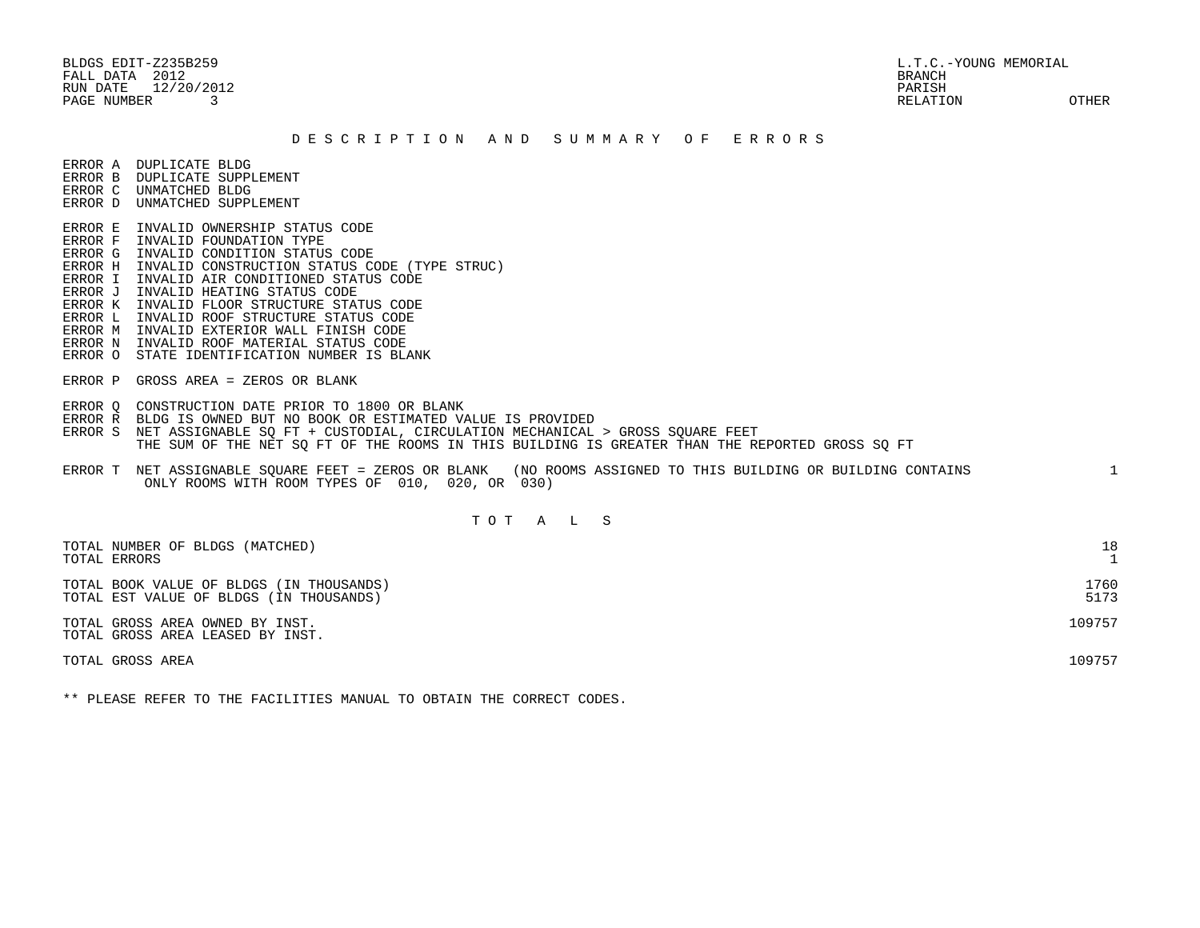BLDGS EDIT-Z235B259
FALL DATA 2012
RUN DATE 12/20/2012
PAGE NUMBER 3

L.T.C.-YOUNG MEMORIAL
BRANCH
PARISH
RELATION OTHER

## D E S C R I P T I O N A N D S U M M A R Y O F E R R O R S

ERROR A DUPLICATE BLDG
ERROR B DUPLICATE SUPPLEMENT
ERROR C UNMATCHED BLDG
ERROR D UNMATCHED SUPPLEMENT

ERROR E INVALID OWNERSHIP STATUS CODE
ERROR F INVALID FOUNDATION TYPE
ERROR G INVALID CONDITION STATUS CODE
ERROR H INVALID CONSTRUCTION STATUS CODE (TYPE STRUC)
ERROR I INVALID AIR CONDITIONED STATUS CODE
ERROR J INVALID HEATING STATUS CODE
ERROR K INVALID FLOOR STRUCTURE STATUS CODE
ERROR L INVALID ROOF STRUCTURE STATUS CODE
ERROR M INVALID EXTERIOR WALL FINISH CODE
ERROR N INVALID ROOF MATERIAL STATUS CODE
ERROR O STATE IDENTIFICATION NUMBER IS BLANK

ERROR P GROSS AREA = ZEROS OR BLANK

ERROR Q CONSTRUCTION DATE PRIOR TO 1800 OR BLANK
ERROR R BLDG IS OWNED BUT NO BOOK OR ESTIMATED VALUE IS PROVIDED
ERROR S NET ASSIGNABLE SQ FT + CUSTODIAL, CIRCULATION MECHANICAL > GROSS SQUARE FEET
THE SUM OF THE NET SQ FT OF THE ROOMS IN THIS BUILDING IS GREATER THAN THE REPORTED GROSS SQ FT

ERROR T NET ASSIGNABLE SQUARE FEET = ZEROS OR BLANK (NO ROOMS ASSIGNED TO THIS BUILDING OR BUILDING CONTAINS ONLY ROOMS WITH ROOM TYPES OF 010, 020, OR 030) 1

## T O T A L S

| | |
|---|---|
| TOTAL NUMBER OF BLDGS (MATCHED) | 18 |
| TOTAL ERRORS | 1 |
| TOTAL BOOK VALUE OF BLDGS (IN THOUSANDS) | 1760 |
| TOTAL EST VALUE OF BLDGS (IN THOUSANDS) | 5173 |
| TOTAL GROSS AREA OWNED BY INST. | 109757 |
| TOTAL GROSS AREA LEASED BY INST. | |
| TOTAL GROSS AREA | 109757 |

** PLEASE REFER TO THE FACILITIES MANUAL TO OBTAIN THE CORRECT CODES.